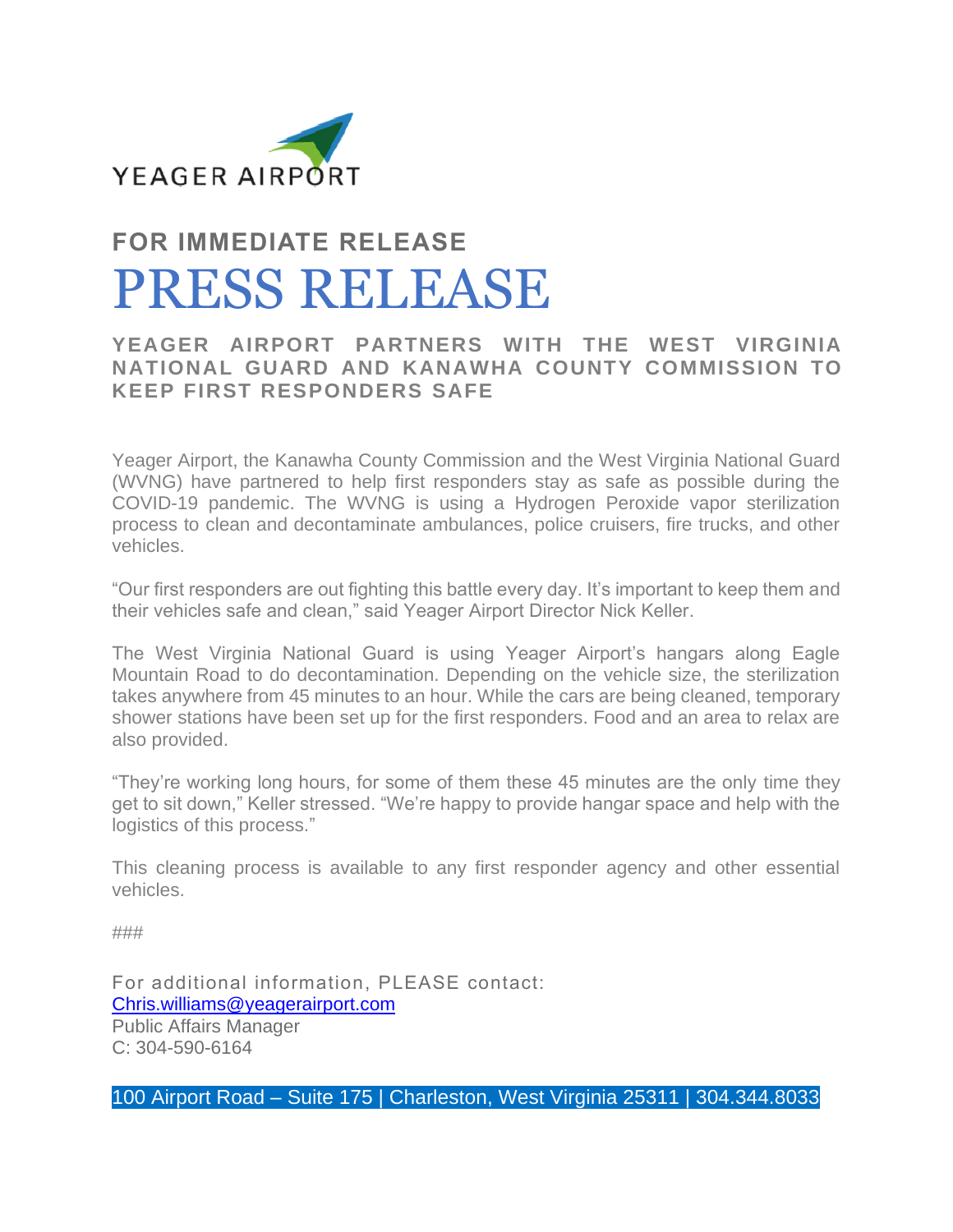YEAGER AIRPORT

**FOR IMMEDIATE RELEASE**

# PRESS RELEASE

## YEAGER AIRPORT PARTNERS WITH THE WEST VIRGINIA NATIONAL GUARD AND KANAWHA COUNTY COMMISSION TO KEEP FIRST RESPONDERS SAFE

Yeager Airport, the Kanawha County Commission and the West Virginia National Guard (WVNG) have partnered to help first responders stay as safe as possible during the COVID-19 pandemic. The WVNG is using a Hydrogen Peroxide vapor sterilization process to clean and decontaminate ambulances, police cruisers, fire trucks, and other vehicles.

"Our first responders are out fighting this battle every day. It's important to keep them and their vehicles safe and clean," said Yeager Airport Director Nick Keller.

The West Virginia National Guard is using Yeager Airport's hangars along Eagle Mountain Road to do decontamination. Depending on the vehicle size, the sterilization takes anywhere from 45 minutes to an hour. While the cars are being cleaned, temporary shower stations have been set up for the first responders. Food and an area to relax are also provided.

"They're working long hours, for some of them these 45 minutes are the only time they get to sit down," Keller stressed. "We're happy to provide hangar space and help with the logistics of this process."

This cleaning process is available to any first responder agency and other essential vehicles.

###

For additional information, PLEASE contact:
Chris.williams@yeagerairport.com
Public Affairs Manager
C: 304-590-6164

100 Airport Road – Suite 175 | Charleston, West Virginia 25311 | 304.344.8033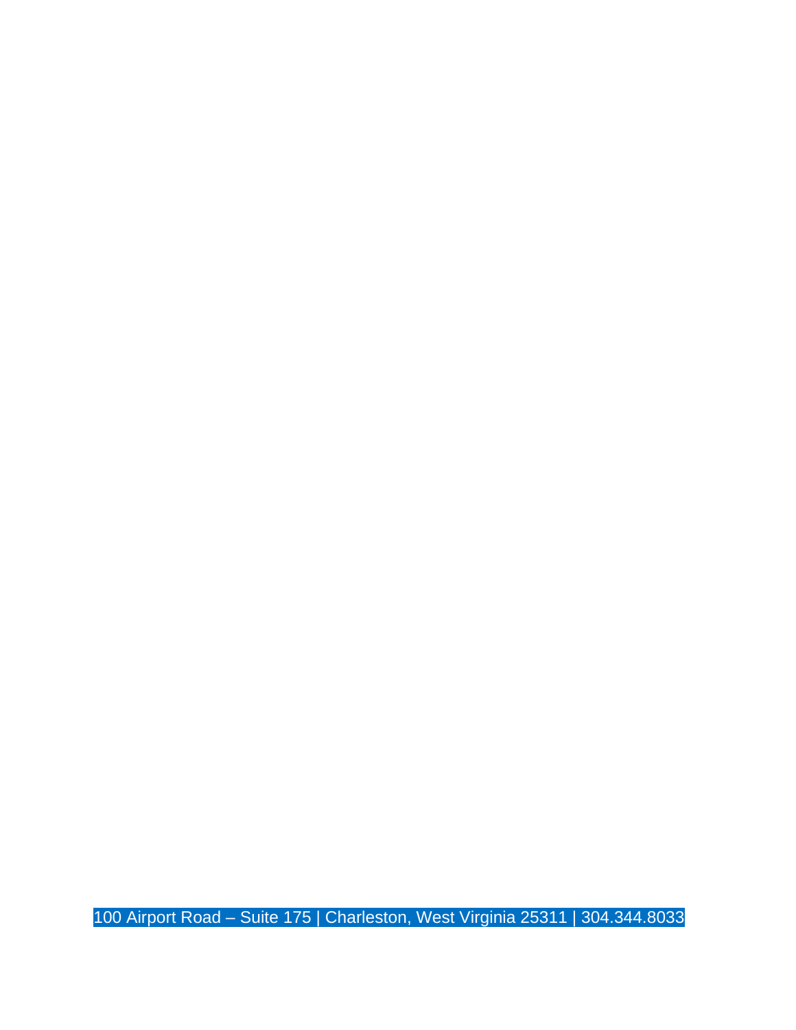100 Airport Road – Suite 175 | Charleston, West Virginia 25311 | 304.344.8033